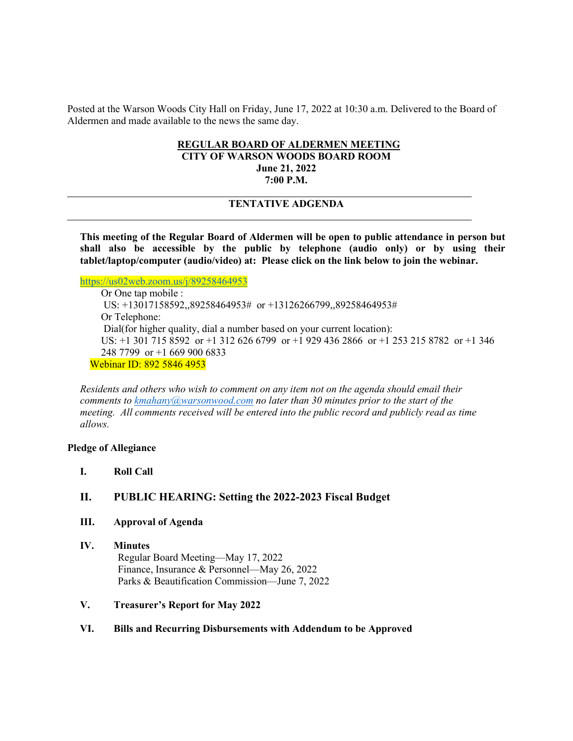Posted at the Warson Woods City Hall on Friday, June 17, 2022 at 10:30 a.m. Delivered to the Board of Aldermen and made available to the news the same day.

**REGULAR BOARD OF ALDERMEN MEETING**
**CITY OF WARSON WOODS BOARD ROOM**
**June 21, 2022**
**7:00 P.M.**

---

**TENTATIVE ADGENDA**

---

**This meeting of the Regular Board of Aldermen will be open to public attendance in person but shall also be accessible by the public by telephone (audio only) or by using their tablet/laptop/computer (audio/video) at: Please click on the link below to join the webinar.**

https://us02web.zoom.us/j/89258464953

Or One tap mobile :
US: +13017158592,,89258464953# or +13126266799,,89258464953#
Or Telephone:
Dial(for higher quality, dial a number based on your current location):
US: +1 301 715 8592 or +1 312 626 6799 or +1 929 436 2866 or +1 253 215 8782 or +1 346 248 7799 or +1 669 900 6833
Webinar ID: 892 5846 4953

*Residents and others who wish to comment on any item not on the agenda should email their comments to kmahany@warsonwood.com no later than 30 minutes prior to the start of the meeting. All comments received will be entered into the public record and publicly read as time allows.*

**Pledge of Allegiance**

**I. Roll Call**

**II. PUBLIC HEARING: Setting the 2022-2023 Fiscal Budget**

**III. Approval of Agenda**

**IV. Minutes**
Regular Board Meeting—May 17, 2022
Finance, Insurance & Personnel—May 26, 2022
Parks & Beautification Commission—June 7, 2022

**V. Treasurer's Report for May 2022**

**VI. Bills and Recurring Disbursements with Addendum to be Approved**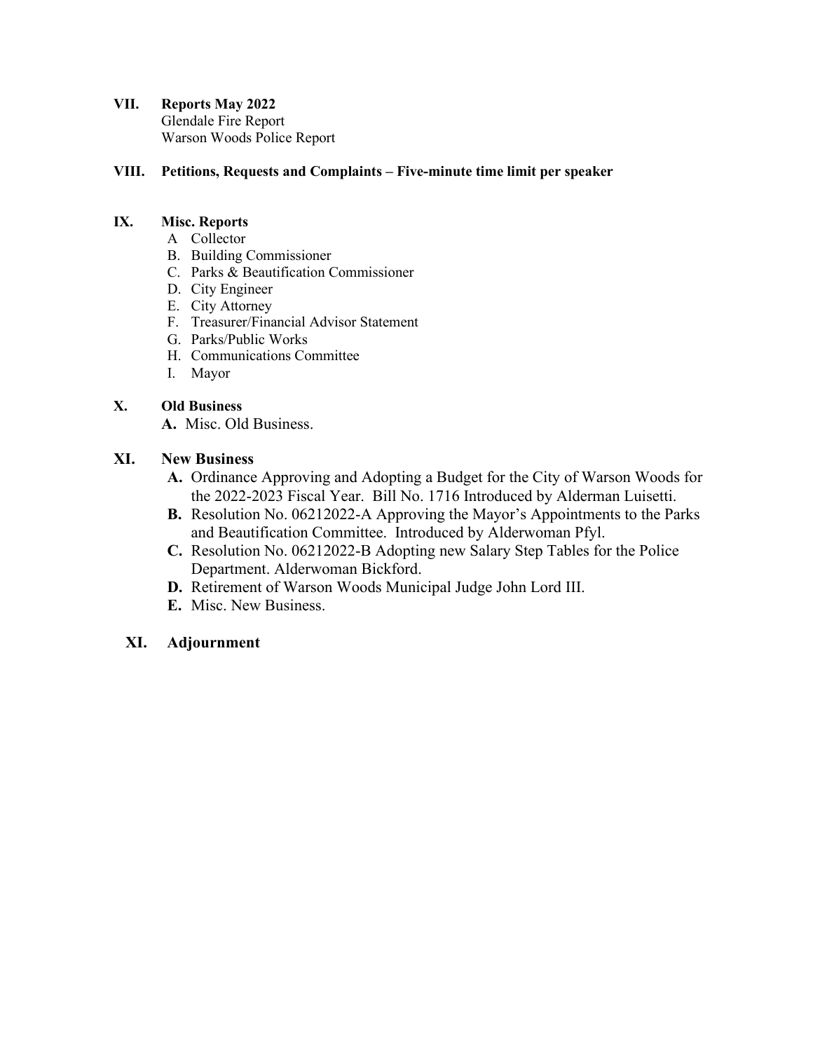**VII. Reports May 2022**

Glendale Fire Report
Warson Woods Police Report

**VIII. Petitions, Requests and Complaints – Five-minute time limit per speaker**

**IX. Misc. Reports**

- A Collector
- B. Building Commissioner
- C. Parks & Beautification Commissioner
- D. City Engineer
- E. City Attorney
- F. Treasurer/Financial Advisor Statement
- G. Parks/Public Works
- H. Communications Committee
- I. Mayor

**X. Old Business**

**A.** Misc. Old Business.

**XI. New Business**

- **A.** Ordinance Approving and Adopting a Budget for the City of Warson Woods for the 2022-2023 Fiscal Year. Bill No. 1716 Introduced by Alderman Luisetti.
- **B.** Resolution No. 06212022-A Approving the Mayor's Appointments to the Parks and Beautification Committee. Introduced by Alderwoman Pfyl.
- **C.** Resolution No. 06212022-B Adopting new Salary Step Tables for the Police Department. Alderwoman Bickford.
- **D.** Retirement of Warson Woods Municipal Judge John Lord III.
- **E.** Misc. New Business.

**XI. Adjournment**